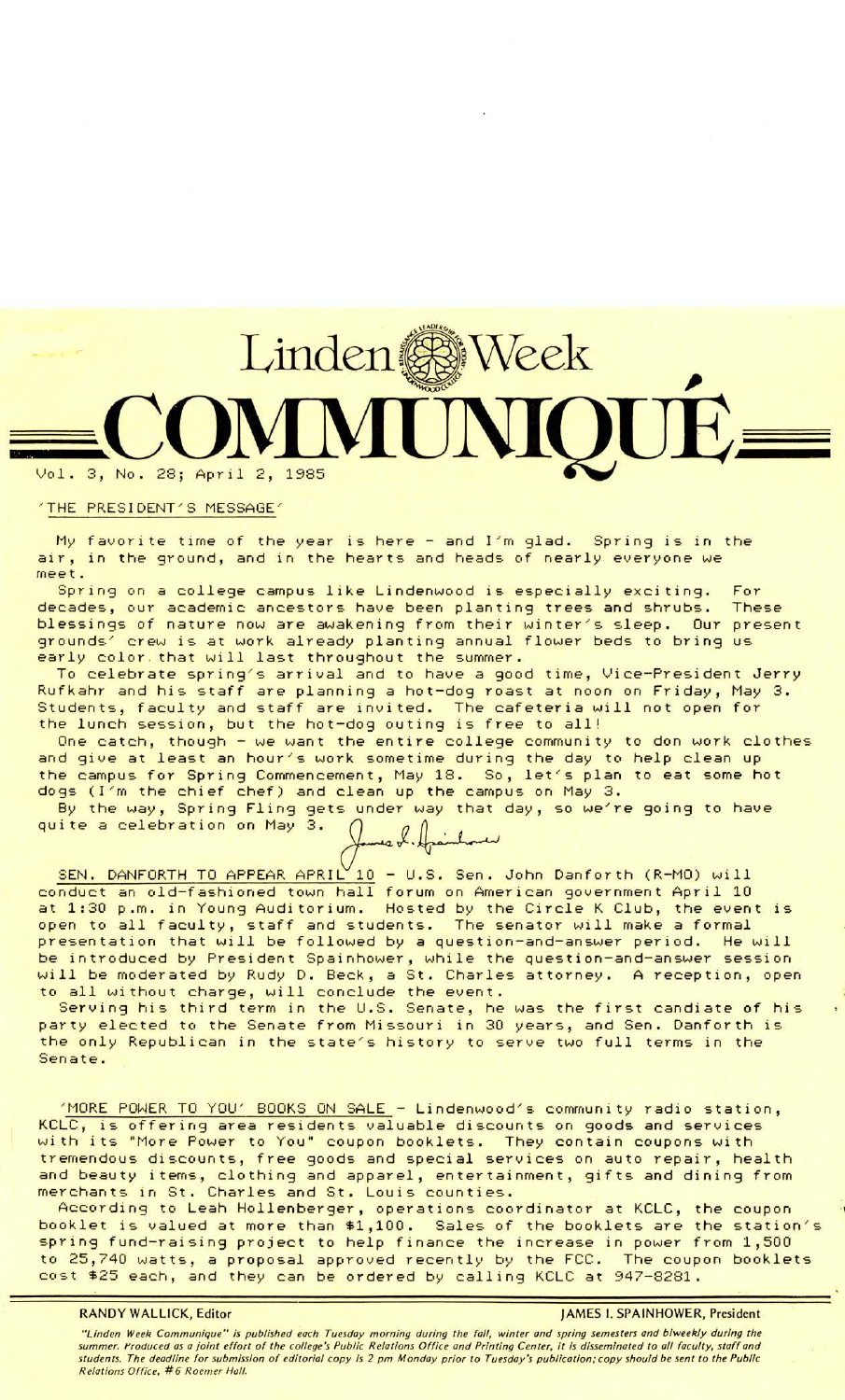# Linden Week COMMUNIQUÉ

Vol. 3, No. 28; April 2, 1985

## 'THE PRESIDENT'S MESSAGE'

My favorite time of the year is here - and I'm glad. Spring is in the air, in the ground, and in the hearts and heads of nearly everyone we meet.

Spring on a college campus like Lindenwood is especially exciting. For decades, our academic ancestors have been planting trees and shrubs. These blessings of nature now are awakening from their winter's sleep. Our present grounds' crew is at work already planting annual flower beds to bring us early color that will last throughout the summer.

To celebrate spring's arrival and to have a good time, Vice-President Jerry Rufkahr and his staff are planning a hot-dog roast at noon on Friday, May 3. Students, faculty and staff are invited. The cafeteria will not open for the lunch session, but the hot-dog outing is free to all!

One catch, though - we want the entire college community to don work clothes and give at least an hour's work sometime during the day to help clean up the campus for Spring Commencement, May 18. So, let's plan to eat some hot dogs (I'm the chief chef) and clean up the campus on May 3.

By the way, Spring Fling gets under way that day, so we're going to have quite a celebration on May 3.

James I. Spainhower

**SEN. DANFORTH TO APPEAR APRIL 10** - U.S. Sen. John Danforth (R-MO) will conduct an old-fashioned town hall forum on American government April 10 at 1:30 p.m. in Young Auditorium. Hosted by the Circle K Club, the event is open to all faculty, staff and students. The senator will make a formal presentation that will be followed by a question-and-answer period. He will be introduced by President Spainhower, while the question-and-answer session will be moderated by Rudy D. Beck, a St. Charles attorney. A reception, open to all without charge, will conclude the event.

Serving his third term in the U.S. Senate, he was the first candiate of his party elected to the Senate from Missouri in 30 years, and Sen. Danforth is the only Republican in the state's history to serve two full terms in the Senate.

**'MORE POWER TO YOU' BOOKS ON SALE** - Lindenwood's community radio station, KCLC, is offering area residents valuable discounts on goods and services with its "More Power to You" coupon booklets. They contain coupons with tremendous discounts, free goods and special services on auto repair, health and beauty items, clothing and apparel, entertainment, gifts and dining from merchants in St. Charles and St. Louis counties.

According to Leah Hollenberger, operations coordinator at KCLC, the coupon booklet is valued at more than $1,100. Sales of the booklets are the station's spring fund-raising project to help finance the increase in power from 1,500 to 25,740 watts, a proposal approved recently by the FCC. The coupon booklets cost $25 each, and they can be ordered by calling KCLC at 947-8281.

---

RANDY WALLICK, Editor — JAMES I. SPAINHOWER, President

*"Linden Week Communique" is published each Tuesday morning during the fall, winter and spring semesters and biweekly during the summer. Produced as a joint effort of the college's Public Relations Office and Printing Center, it is disseminated to all faculty, staff and students. The deadline for submission of editorial copy is 2 pm Monday prior to Tuesday's publication; copy should be sent to the Public Relations Office, #6 Roemer Hall.*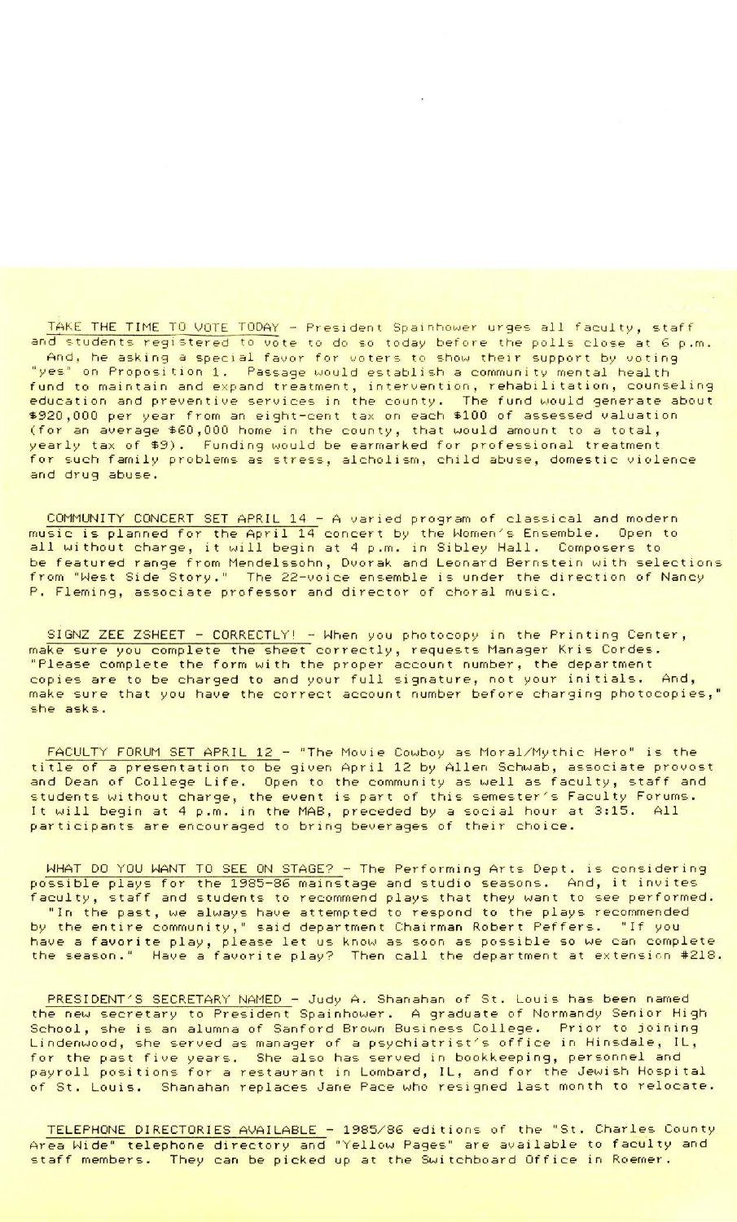TAKE THE TIME TO VOTE TODAY - President Spainhower urges all faculty, staff and students registered to vote to do so today before the polls close at 6 p.m. And, he asking a special favor for voters to show their support by voting "yes" on Proposition 1. Passage would establish a community mental health fund to maintain and expand treatment, intervention, rehabilitation, counseling education and preventive services in the county. The fund would generate about $920,000 per year from an eight-cent tax on each $100 of assessed valuation (for an average $60,000 home in the county, that would amount to a total, yearly tax of $9). Funding would be earmarked for professional treatment for such family problems as stress, alcholism, child abuse, domestic violence and drug abuse.

COMMUNITY CONCERT SET APRIL 14 - A varied program of classical and modern music is planned for the April 14 concert by the Women's Ensemble. Open to all without charge, it will begin at 4 p.m. in Sibley Hall. Composers to be featured range from Mendelssohn, Dvorak and Leonard Bernstein with selections from "West Side Story." The 22-voice ensemble is under the direction of Nancy P. Fleming, associate professor and director of choral music.

SIGNZ ZEE ZSHEET - CORRECTLY! - When you photocopy in the Printing Center, make sure you complete the sheet correctly, requests Manager Kris Cordes. "Please complete the form with the proper account number, the department copies are to be charged to and your full signature, not your initials. And, make sure that you have the correct account number before charging photocopies," she asks.

FACULTY FORUM SET APRIL 12 - "The Movie Cowboy as Moral/Mythic Hero" is the title of a presentation to be given April 12 by Allen Schwab, associate provost and Dean of College Life. Open to the community as well as faculty, staff and students without charge, the event is part of this semester's Faculty Forums. It will begin at 4 p.m. in the MAB, preceded by a social hour at 3:15. All participants are encouraged to bring beverages of their choice.

WHAT DO YOU WANT TO SEE ON STAGE? - The Performing Arts Dept. is considering possible plays for the 1985-86 mainstage and studio seasons. And, it invites faculty, staff and students to recommend plays that they want to see performed. "In the past, we always have attempted to respond to the plays recommended by the entire community," said department Chairman Robert Peffers. "If you have a favorite play, please let us know as soon as possible so we can complete the season." Have a favorite play? Then call the department at extension #218.

PRESIDENT'S SECRETARY NAMED - Judy A. Shanahan of St. Louis has been named the new secretary to President Spainhower. A graduate of Normandy Senior High School, she is an alumna of Sanford Brown Business College. Prior to joining Lindenwood, she served as manager of a psychiatrist's office in Hinsdale, IL, for the past five years. She also has served in bookkeeping, personnel and payroll positions for a restaurant in Lombard, IL, and for the Jewish Hospital of St. Louis. Shanahan replaces Jane Pace who resigned last month to relocate.

TELEPHONE DIRECTORIES AVAILABLE - 1985/86 editions of the "St. Charles County Area Wide" telephone directory and "Yellow Pages" are available to faculty and staff members. They can be picked up at the Switchboard Office in Roemer.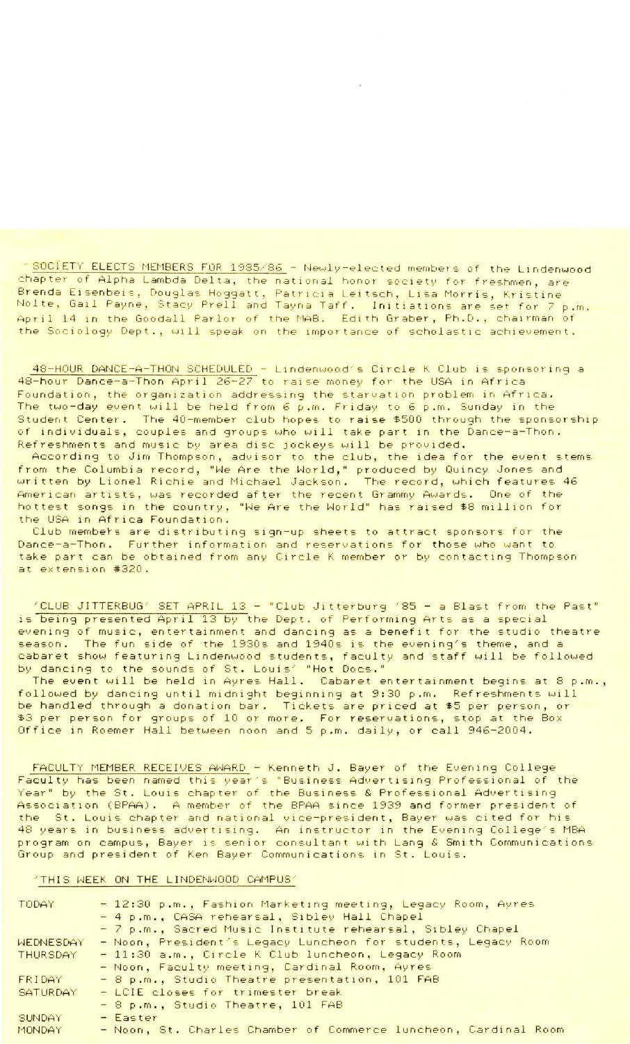SOCIETY ELECTS MEMBERS FOR 1985/86 - Newly-elected members of the Lindenwood chapter of Alpha Lambda Delta, the national honor society for freshmen, are Brenda Eisenbeis, Douglas Hoggatt, Patricia Leitsch, Lisa Morris, Kristine Nolte, Gail Payne, Stacy Prell and Tayna Taff. Initiations are set for 7 p.m. April 14 in the Goodall Parlor of the MAB. Edith Graber, Ph.D., chairman of the Sociology Dept., will speak on the importance of scholastic achievement.

48-HOUR DANCE-A-THON SCHEDULED - Lindenwood's Circle K Club is sponsoring a 48-hour Dance-a-Thon April 26-27 to raise money for the USA in Africa Foundation, the organization addressing the starvation problem in Africa. The two-day event will be held from 6 p.m. Friday to 6 p.m. Sunday in the Student Center. The 40-member club hopes to raise $500 through the sponsorship of individuals, couples and groups who will take part in the Dance-a-Thon. Refreshments and music by area disc jockeys will be provided.

According to Jim Thompson, advisor to the club, the idea for the event stems from the Columbia record, "We Are the World," produced by Quincy Jones and written by Lionel Richie and Michael Jackson. The record, which features 46 American artists, was recorded after the recent Grammy Awards. One of the hottest songs in the country, "We Are the World" has raised $8 million for the USA in Africa Foundation.

Club members are distributing sign-up sheets to attract sponsors for the Dance-a-Thon. Further information and reservations for those who want to take part can be obtained from any Circle K member or by contacting Thompson at extension #320.

'CLUB JITTERBUG' SET APRIL 13 - "Club Jitterburg '85 - a Blast from the Past" is being presented April 13 by the Dept. of Performing Arts as a special evening of music, entertainment and dancing as a benefit for the studio theatre season. The fun side of the 1930s and 1940s is the evening's theme, and a cabaret show featuring Lindenwood students, faculty and staff will be followed by dancing to the sounds of St. Louis' "Hot Docs."

The event will be held in Ayres Hall. Cabaret entertainment begins at 8 p.m., followed by dancing until midnight beginning at 9:30 p.m. Refreshments will be handled through a donation bar. Tickets are priced at $5 per person, or $3 per person for groups of 10 or more. For reservations, stop at the Box Office in Roemer Hall between noon and 5 p.m. daily, or call 946-2004.

FACULTY MEMBER RECEIVES AWARD - Kenneth J. Bayer of the Evening College Faculty has been named this year's "Business Advertising Professional of the Year" by the St. Louis chapter of the Business & Professional Advertising Association (BPAA). A member of the BPAA since 1939 and former president of the St. Louis chapter and national vice-president, Bayer was cited for his 48 years in business advertising. An instructor in the Evening College's MBA program on campus, Bayer is senior consultant with Lang & Smith Communications Group and president of Ken Bayer Communications in St. Louis.

'THIS WEEK ON THE LINDENWOOD CAMPUS'

| | |
|---|---|
| TODAY | - 12:30 p.m., Fashion Marketing meeting, Legacy Room, Ayres |
| | - 4 p.m., CASA rehearsal, Sibley Hall Chapel |
| | - 7 p.m., Sacred Music Institute rehearsal, Sibley Chapel |
| WEDNESDAY | - Noon, President's Legacy Luncheon for students, Legacy Room |
| THURSDAY | - 11:30 a.m., Circle K Club luncheon, Legacy Room |
| | - Noon, Faculty meeting, Cardinal Room, Ayres |
| FRIDAY | - 8 p.m., Studio Theatre presentation, 101 FAB |
| SATURDAY | - LCIE closes for trimester break |
| | - 8 p.m., Studio Theatre, 101 FAB |
| SUNDAY | - Easter |
| MONDAY | - Noon, St. Charles Chamber of Commerce luncheon, Cardinal Room |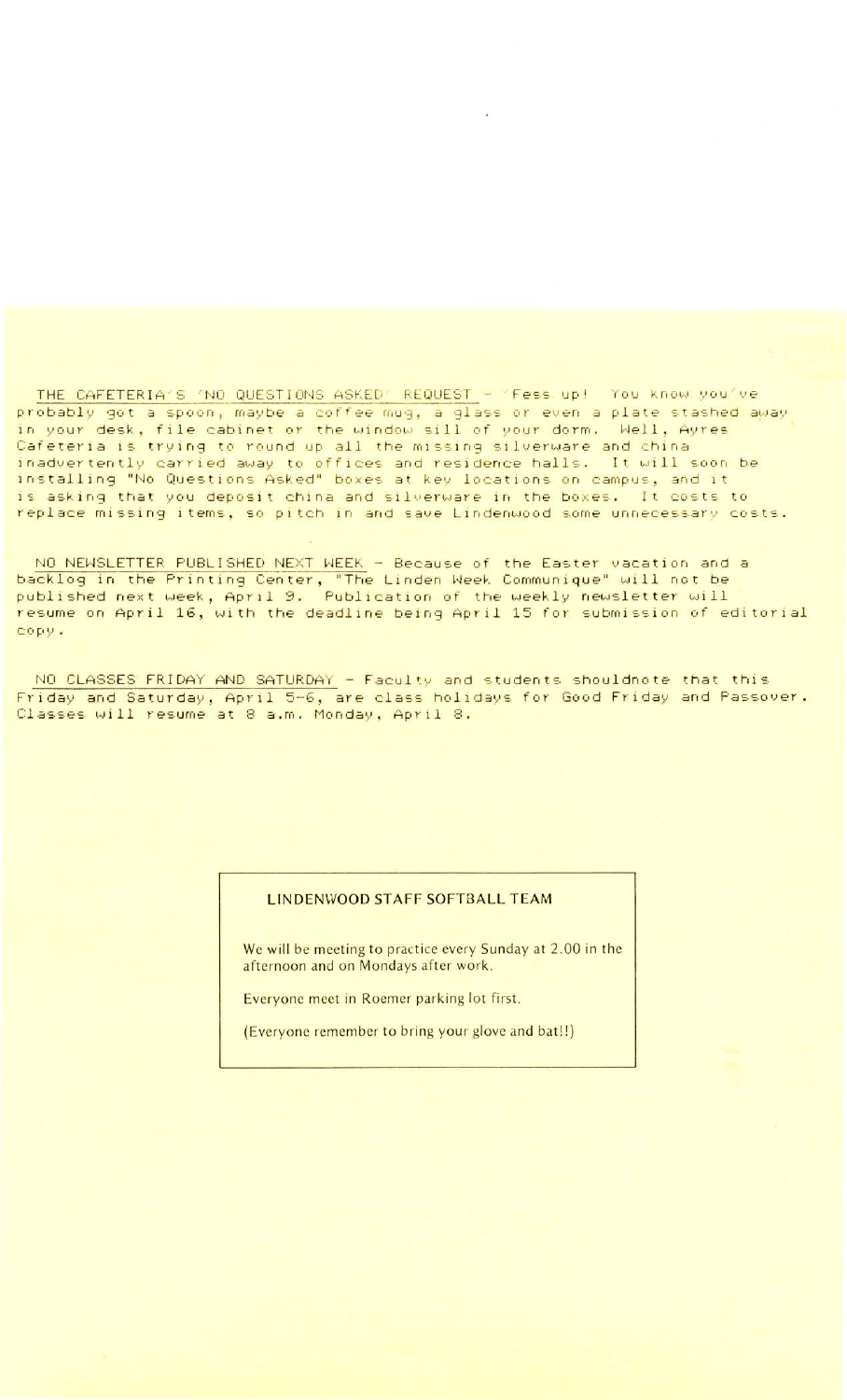<u>THE CAFETERIA'S 'NO QUESTIONS ASKED' REQUEST</u> - 'Fess up! You know you've probably got a spoon, maybe a coffee mug, a glass or even a plate stashed away in your desk, file cabinet or the window sill of your dorm. Well, Ayres Cafeteria is trying to round up all the missing silverware and china inadvertently carried away to offices and residence halls. It will soon be installing "No Questions Asked" boxes at key locations on campus, and it is asking that you deposit china and silverware in the boxes. It costs to replace missing items, so pitch in and save Lindenwood some unnecessary costs.

<u>NO NEWSLETTER PUBLISHED NEXT WEEK</u> - Because of the Easter vacation and a backlog in the Printing Center, "The Linden Week Communique" will not be published next week, April 9. Publication of the weekly newsletter will resume on April 16, with the deadline being April 15 for submission of editorial copy.

<u>NO CLASSES FRIDAY AND SATURDAY</u> - Faculty and students shouldnote that this Friday and Saturday, April 5-6, are class holidays for Good Friday and Passover. Classes will resume at 8 a.m. Monday, April 8.

**LINDENWOOD STAFF SOFTBALL TEAM**

We will be meeting to practice every Sunday at 2.00 in the afternoon and on Mondays after work.

Everyone meet in Roemer parking lot first.

(Everyone remember to bring your glove and bat!!)